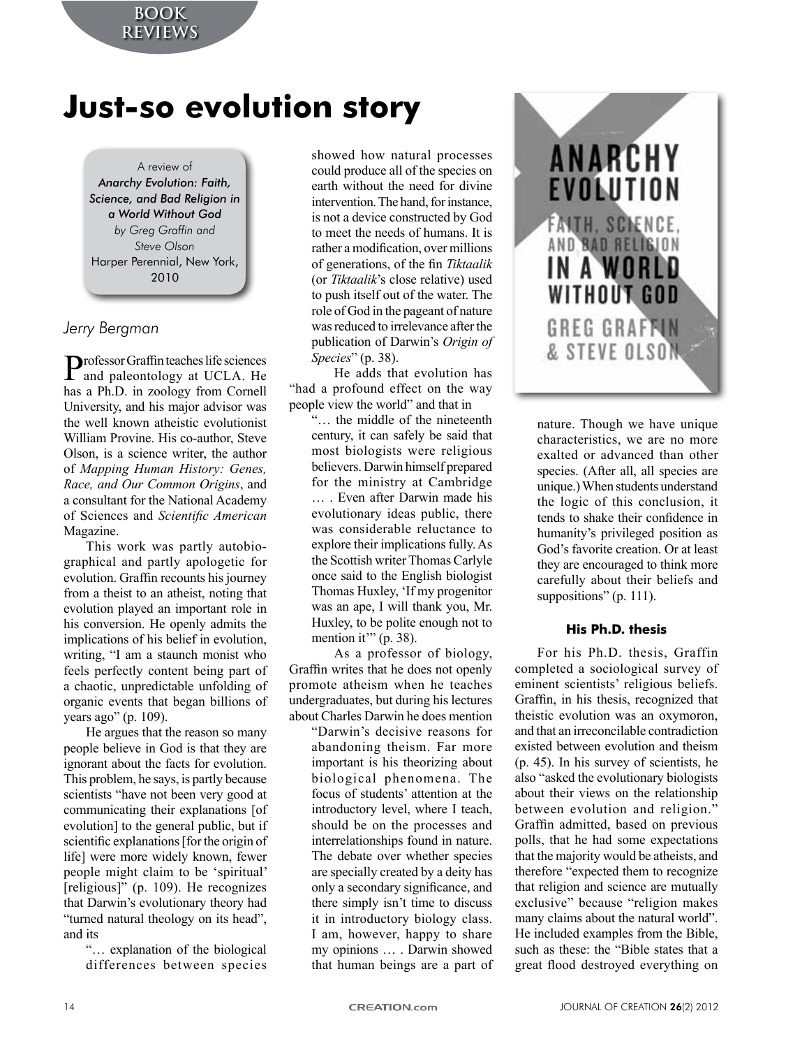# Just-so evolution story

A review of
*Anarchy Evolution: Faith, Science, and Bad Religion in a World Without God*
*by Greg Graffin and Steve Olson*
Harper Perennial, New York, 2010

*Jerry Bergman*

Professor Graffin teaches life sciences and paleontology at UCLA. He has a Ph.D. in zoology from Cornell University, and his major advisor was the well known atheistic evolutionist William Provine. His co-author, Steve Olson, is a science writer, the author of *Mapping Human History: Genes, Race, and Our Common Origins*, and a consultant for the National Academy of Sciences and *Scientific American* Magazine.

This work was partly autobiographical and partly apologetic for evolution. Graffin recounts his journey from a theist to an atheist, noting that evolution played an important role in his conversion. He openly admits the implications of his belief in evolution, writing, "I am a staunch monist who feels perfectly content being part of a chaotic, unpredictable unfolding of organic events that began billions of years ago" (p. 109).

He argues that the reason so many people believe in God is that they are ignorant about the facts for evolution. This problem, he says, is partly because scientists "have not been very good at communicating their explanations [of evolution] to the general public, but if scientific explanations [for the origin of life] were more widely known, fewer people might claim to be 'spiritual' [religious]" (p. 109). He recognizes that Darwin's evolutionary theory had "turned natural theology on its head", and its

> "… explanation of the biological differences between species showed how natural processes could produce all of the species on earth without the need for divine intervention. The hand, for instance, is not a device constructed by God to meet the needs of humans. It is rather a modification, over millions of generations, of the fin *Tiktaalik* (or *Tiktaalik*'s close relative) used to push itself out of the water. The role of God in the pageant of nature was reduced to irrelevance after the publication of Darwin's *Origin of Species*" (p. 38).

He adds that evolution has "had a profound effect on the way people view the world" and that in

> "… the middle of the nineteenth century, it can safely be said that most biologists were religious believers. Darwin himself prepared for the ministry at Cambridge … . Even after Darwin made his evolutionary ideas public, there was considerable reluctance to explore their implications fully. As the Scottish writer Thomas Carlyle once said to the English biologist Thomas Huxley, 'If my progenitor was an ape, I will thank you, Mr. Huxley, to be polite enough not to mention it'" (p. 38).

As a professor of biology, Graffin writes that he does not openly promote atheism when he teaches undergraduates, but during his lectures about Charles Darwin he does mention

> "Darwin's decisive reasons for abandoning theism. Far more important is his theorizing about biological phenomena. The focus of students' attention at the introductory level, where I teach, should be on the processes and interrelationships found in nature. The debate over whether species are specially created by a deity has only a secondary significance, and there simply isn't time to discuss it in introductory biology class. I am, however, happy to share my opinions … . Darwin showed that human beings are a part of nature. Though we have unique characteristics, we are no more exalted or advanced than other species. (After all, all species are unique.) When students understand the logic of this conclusion, it tends to shake their confidence in humanity's privileged position as God's favorite creation. Or at least they are encouraged to think more carefully about their beliefs and suppositions" (p. 111).

### His Ph.D. thesis

For his Ph.D. thesis, Graffin completed a sociological survey of eminent scientists' religious beliefs. Graffin, in his thesis, recognized that theistic evolution was an oxymoron, and that an irreconcilable contradiction existed between evolution and theism (p. 45). In his survey of scientists, he also "asked the evolutionary biologists about their views on the relationship between evolution and religion." Graffin admitted, based on previous polls, that he had some expectations that the majority would be atheists, and therefore "expected them to recognize that religion and science are mutually exclusive" because "religion makes many claims about the natural world". He included examples from the Bible, such as these: the "Bible states that a great flood destroyed everything on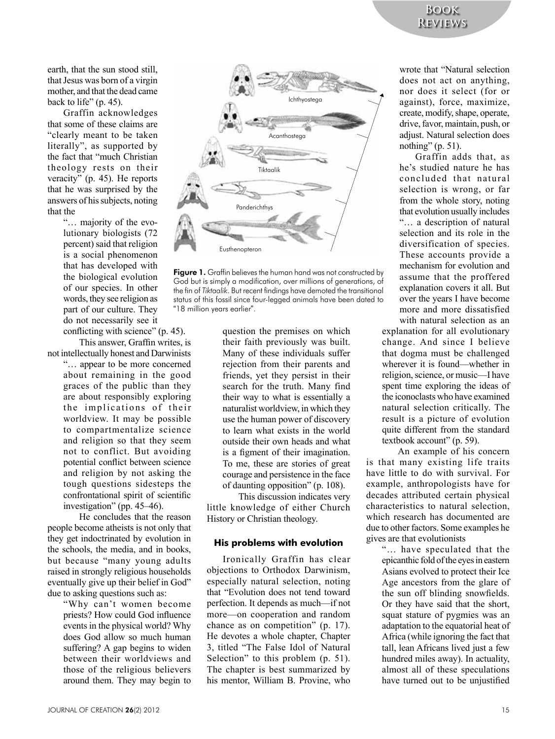earth, that the sun stood still, that Jesus was born of a virgin mother, and that the dead came back to life" (p. 45).

Graffin acknowledges that some of these claims are "clearly meant to be taken literally", as supported by the fact that "much Christian theology rests on their veracity" (p. 45). He reports that he was surprised by the answers of his subjects, noting that the

> "… majority of the evolutionary biologists (72 percent) said that religion is a social phenomenon that has developed with the biological evolution of our species. In other words, they see religion as part of our culture. They do not necessarily see it conflicting with science" (p. 45).

This answer, Graffin writes, is not intellectually honest and Darwinists

> "… appear to be more concerned about remaining in the good graces of the public than they are about responsibly exploring the implications of their worldview. It may be possible to compartmentalize science and religion so that they seem not to conflict. But avoiding potential conflict between science and religion by not asking the tough questions sidesteps the confrontational spirit of scientific investigation" (pp. 45–46).

He concludes that the reason people become atheists is not only that they get indoctrinated by evolution in the schools, the media, and in books, but because "many young adults raised in strongly religious households eventually give up their belief in God" due to asking questions such as:

> "Why can't women become priests? How could God influence events in the physical world? Why does God allow so much human suffering? A gap begins to widen between their worldviews and those of the religious believers around them. They may begin to question the premises on which their faith previously was built. Many of these individuals suffer rejection from their parents and friends, yet they persist in their search for the truth. Many find their way to what is essentially a naturalist worldview, in which they use the human power of discovery to learn what exists in the world outside their own heads and what is a figment of their imagination. To me, these are stories of great courage and persistence in the face of daunting opposition" (p. 108).

This discussion indicates very little knowledge of either Church History or Christian theology.

**Figure 1.** Graffin believes the human hand was not constructed by God but is simply a modification, over millions of generations, of the fin of *Tiktaalik*. But recent findings have demoted the transitional status of this fossil since four-legged animals have been dated to "18 million years earlier".

### His problems with evolution

Ironically Graffin has clear objections to Orthodox Darwinism, especially natural selection, noting that "Evolution does not tend toward perfection. It depends as much—if not more—on cooperation and random chance as on competition" (p. 17). He devotes a whole chapter, Chapter 3, titled "The False Idol of Natural Selection" to this problem (p. 51). The chapter is best summarized by his mentor, William B. Provine, who wrote that "Natural selection does not act on anything, nor does it select (for or against), force, maximize, create, modify, shape, operate, drive, favor, maintain, push, or adjust. Natural selection does nothing" (p. 51).

Graffin adds that, as he's studied nature he has concluded that natural selection is wrong, or far from the whole story, noting that evolution usually includes

> "… a description of natural selection and its role in the diversification of species. These accounts provide a mechanism for evolution and assume that the proffered explanation covers it all. But over the years I have become more and more dissatisfied with natural selection as an explanation for all evolutionary change. And since I believe that dogma must be challenged wherever it is found—whether in religion, science, or music—I have spent time exploring the ideas of the iconoclasts who have examined natural selection critically. The result is a picture of evolution quite different from the standard textbook account" (p. 59).

An example of his concern is that many existing life traits have little to do with survival. For example, anthropologists have for decades attributed certain physical characteristics to natural selection, which research has documented are due to other factors. Some examples he gives are that evolutionists

> "… have speculated that the epicanthic fold of the eyes in eastern Asians evolved to protect their Ice Age ancestors from the glare of the sun off blinding snowfields. Or they have said that the short, squat stature of pygmies was an adaptation to the equatorial heat of Africa (while ignoring the fact that tall, lean Africans lived just a few hundred miles away). In actuality, almost all of these speculations have turned out to be unjustified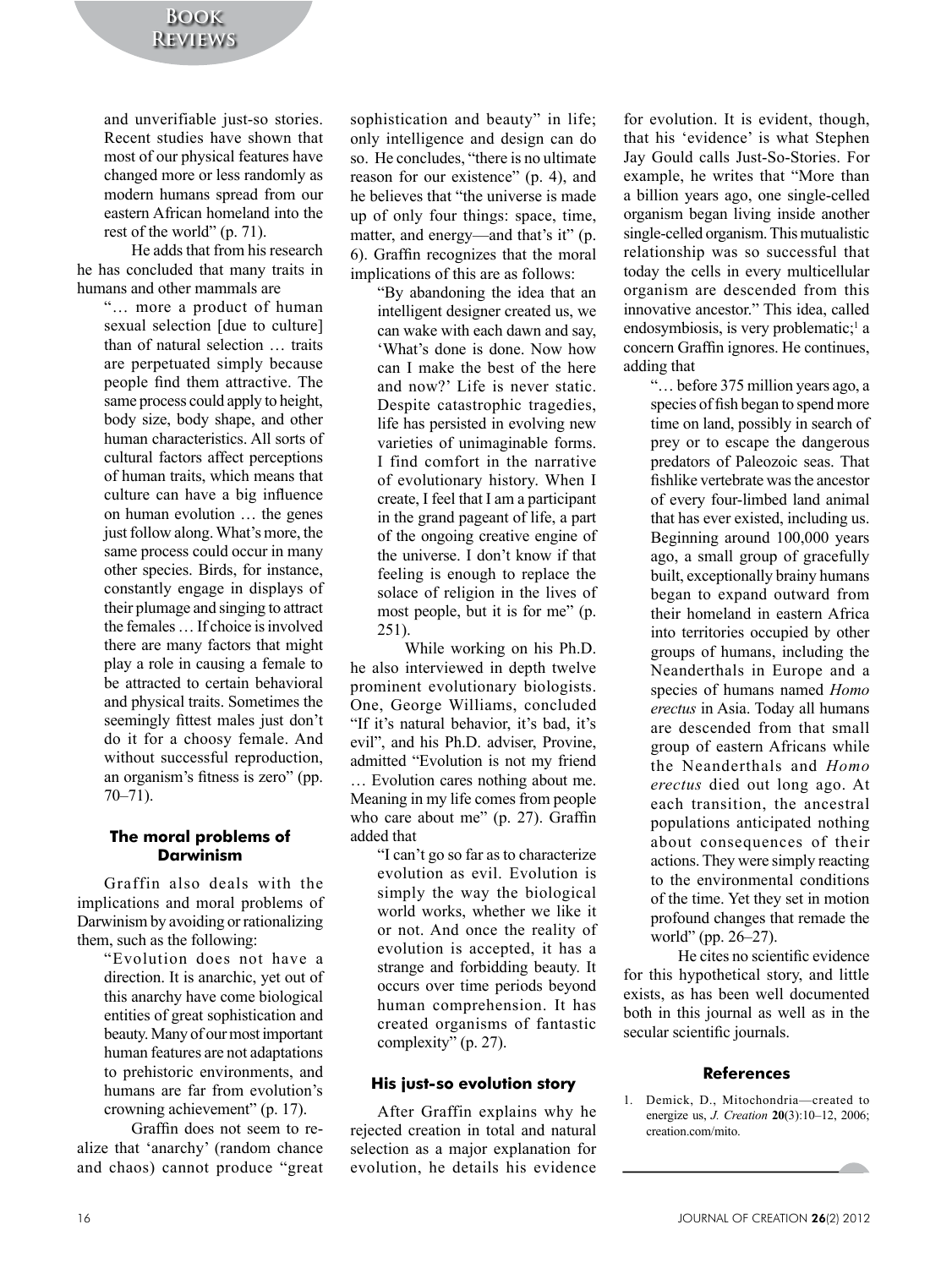and unverifiable just-so stories. Recent studies have shown that most of our physical features have changed more or less randomly as modern humans spread from our eastern African homeland into the rest of the world" (p. 71).

He adds that from his research he has concluded that many traits in humans and other mammals are

> "… more a product of human sexual selection [due to culture] than of natural selection … traits are perpetuated simply because people find them attractive. The same process could apply to height, body size, body shape, and other human characteristics. All sorts of cultural factors affect perceptions of human traits, which means that culture can have a big influence on human evolution … the genes just follow along. What's more, the same process could occur in many other species. Birds, for instance, constantly engage in displays of their plumage and singing to attract the females … If choice is involved there are many factors that might play a role in causing a female to be attracted to certain behavioral and physical traits. Sometimes the seemingly fittest males just don't do it for a choosy female. And without successful reproduction, an organism's fitness is zero" (pp. 70–71).

### The moral problems of Darwinism

Graffin also deals with the implications and moral problems of Darwinism by avoiding or rationalizing them, such as the following:

> "Evolution does not have a direction. It is anarchic, yet out of this anarchy have come biological entities of great sophistication and beauty. Many of our most important human features are not adaptations to prehistoric environments, and humans are far from evolution's crowning achievement" (p. 17).

Graffin does not seem to realize that 'anarchy' (random chance and chaos) cannot produce "great sophistication and beauty" in life; only intelligence and design can do so. He concludes, "there is no ultimate reason for our existence" (p. 4), and he believes that "the universe is made up of only four things: space, time, matter, and energy—and that's it" (p. 6). Graffin recognizes that the moral implications of this are as follows:

> "By abandoning the idea that an intelligent designer created us, we can wake with each dawn and say, 'What's done is done. Now how can I make the best of the here and now?' Life is never static. Despite catastrophic tragedies, life has persisted in evolving new varieties of unimaginable forms. I find comfort in the narrative of evolutionary history. When I create, I feel that I am a participant in the grand pageant of life, a part of the ongoing creative engine of the universe. I don't know if that feeling is enough to replace the solace of religion in the lives of most people, but it is for me" (p. 251).

While working on his Ph.D. he also interviewed in depth twelve prominent evolutionary biologists. One, George Williams, concluded "If it's natural behavior, it's bad, it's evil", and his Ph.D. adviser, Provine, admitted "Evolution is not my friend … Evolution cares nothing about me. Meaning in my life comes from people who care about me" (p. 27). Graffin added that

> "I can't go so far as to characterize evolution as evil. Evolution is simply the way the biological world works, whether we like it or not. And once the reality of evolution is accepted, it has a strange and forbidding beauty. It occurs over time periods beyond human comprehension. It has created organisms of fantastic complexity" (p. 27).

### His just-so evolution story

After Graffin explains why he rejected creation in total and natural selection as a major explanation for evolution, he details his evidence for evolution. It is evident, though, that his 'evidence' is what Stephen Jay Gould calls Just-So-Stories. For example, he writes that "More than a billion years ago, one single-celled organism began living inside another single-celled organism. This mutualistic relationship was so successful that today the cells in every multicellular organism are descended from this innovative ancestor." This idea, called endosymbiosis, is very problematic;[1] a concern Graffin ignores. He continues, adding that

> "… before 375 million years ago, a species of fish began to spend more time on land, possibly in search of prey or to escape the dangerous predators of Paleozoic seas. That fishlike vertebrate was the ancestor of every four-limbed land animal that has ever existed, including us. Beginning around 100,000 years ago, a small group of gracefully built, exceptionally brainy humans began to expand outward from their homeland in eastern Africa into territories occupied by other groups of humans, including the Neanderthals in Europe and a species of humans named *Homo erectus* in Asia. Today all humans are descended from that small group of eastern Africans while the Neanderthals and *Homo erectus* died out long ago. At each transition, the ancestral populations anticipated nothing about consequences of their actions. They were simply reacting to the environmental conditions of the time. Yet they set in motion profound changes that remade the world" (pp. 26–27).

He cites no scientific evidence for this hypothetical story, and little exists, as has been well documented both in this journal as well as in the secular scientific journals.

### References

1. Demick, D., Mitochondria—created to energize us, *J. Creation* **20**(3):10–12, 2006; creation.com/mito.